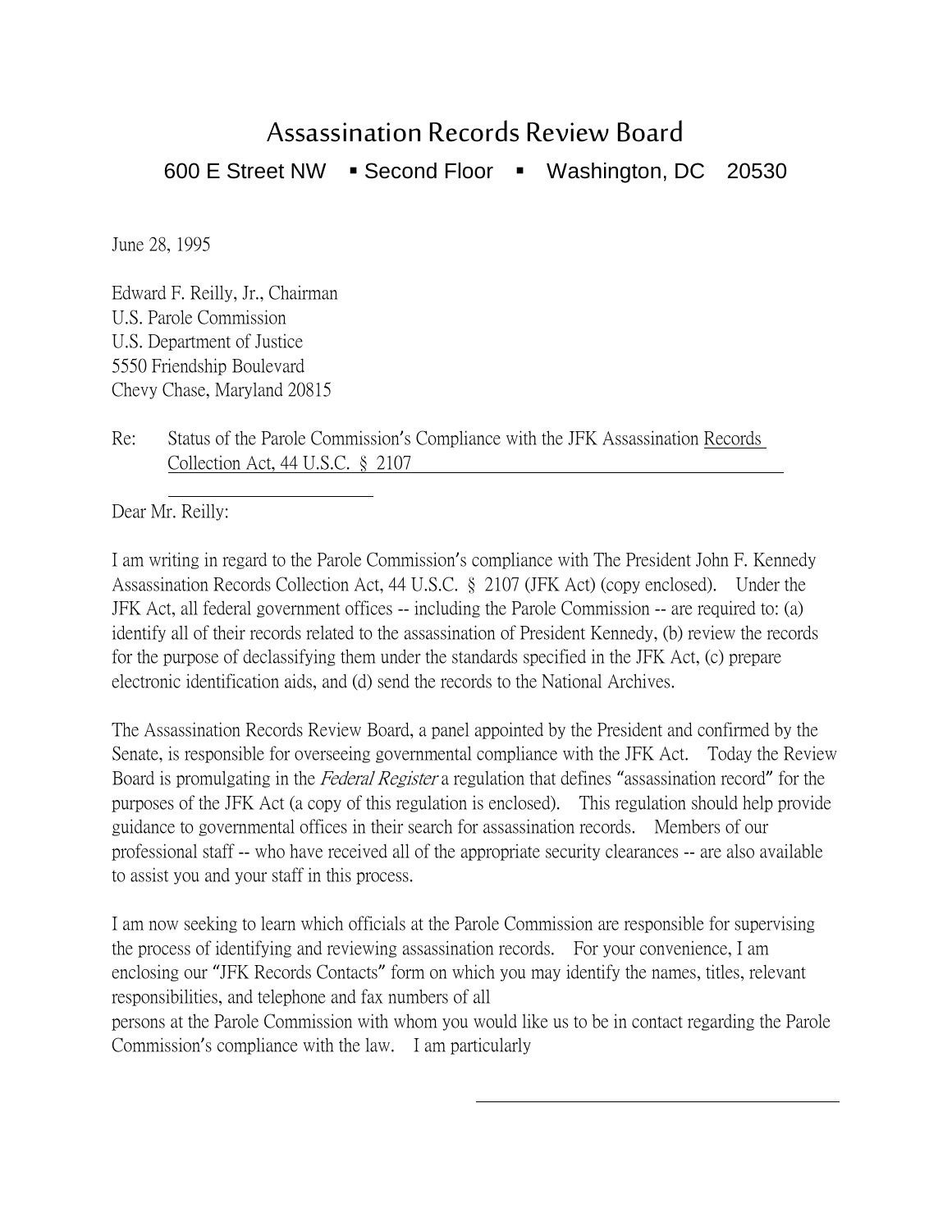# Assassination Records Review Board

600 E Street NW ▪ Second Floor ▪ Washington, DC 20530

June 28, 1995

Edward F. Reilly, Jr., Chairman
U.S. Parole Commission
U.S. Department of Justice
5550 Friendship Boulevard
Chevy Chase, Maryland 20815

Re: Status of the Parole Commission's Compliance with the JFK Assassination Records Collection Act, 44 U.S.C. § 2107

Dear Mr. Reilly:

I am writing in regard to the Parole Commission's compliance with The President John F. Kennedy Assassination Records Collection Act, 44 U.S.C. § 2107 (JFK Act) (copy enclosed). Under the JFK Act, all federal government offices -- including the Parole Commission -- are required to: (a) identify all of their records related to the assassination of President Kennedy, (b) review the records for the purpose of declassifying them under the standards specified in the JFK Act, (c) prepare electronic identification aids, and (d) send the records to the National Archives.

The Assassination Records Review Board, a panel appointed by the President and confirmed by the Senate, is responsible for overseeing governmental compliance with the JFK Act. Today the Review Board is promulgating in the *Federal Register* a regulation that defines "assassination record" for the purposes of the JFK Act (a copy of this regulation is enclosed). This regulation should help provide guidance to governmental offices in their search for assassination records. Members of our professional staff -- who have received all of the appropriate security clearances -- are also available to assist you and your staff in this process.

I am now seeking to learn which officials at the Parole Commission are responsible for supervising the process of identifying and reviewing assassination records. For your convenience, I am enclosing our "JFK Records Contacts" form on which you may identify the names, titles, relevant responsibilities, and telephone and fax numbers of all persons at the Parole Commission with whom you would like us to be in contact regarding the Parole Commission's compliance with the law. I am particularly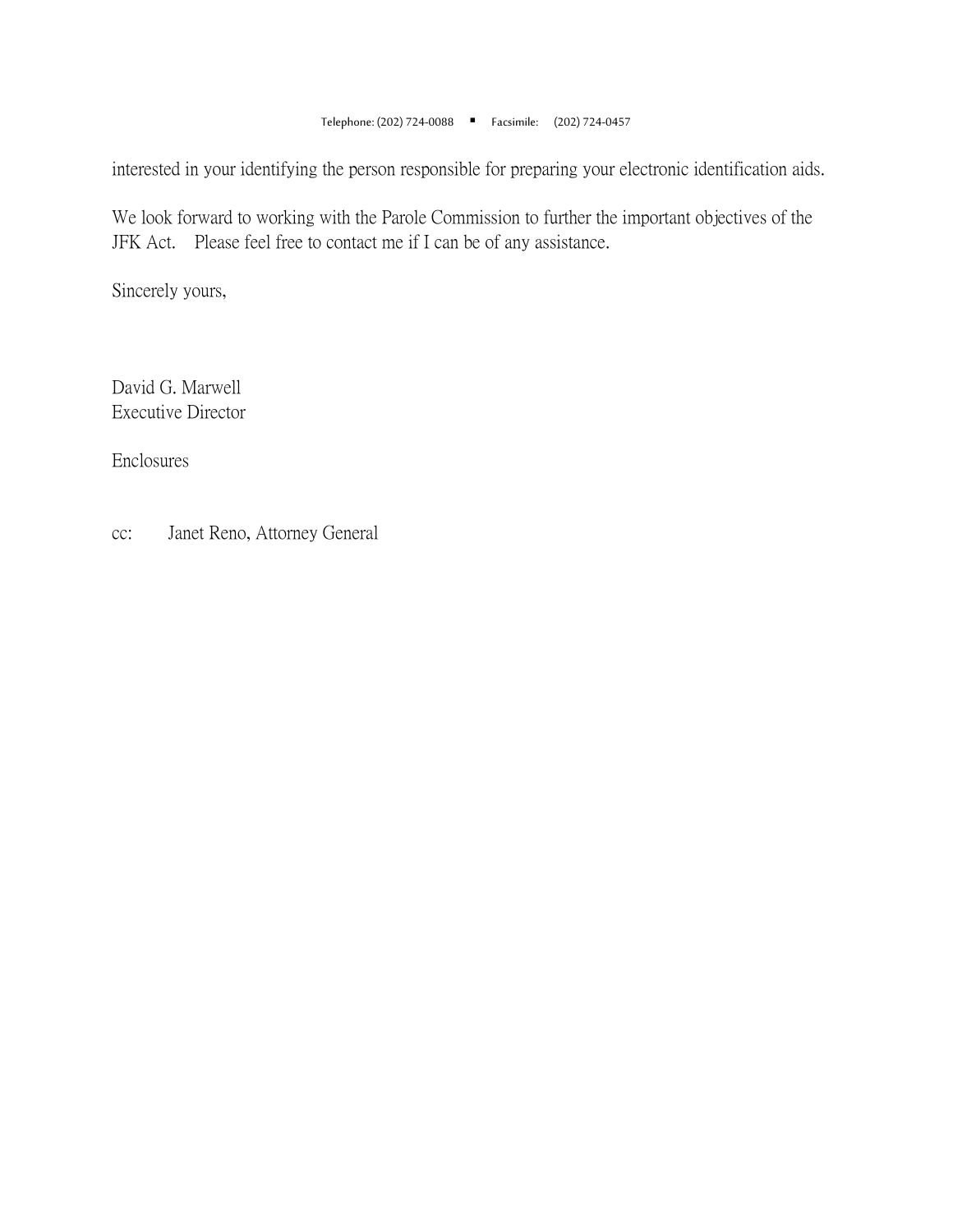interested in your identifying the person responsible for preparing your electronic identification aids.

We look forward to working with the Parole Commission to further the important objectives of the JFK Act. Please feel free to contact me if I can be of any assistance.

Sincerely yours,

David G. Marwell
Executive Director

Enclosures

cc: Janet Reno, Attorney General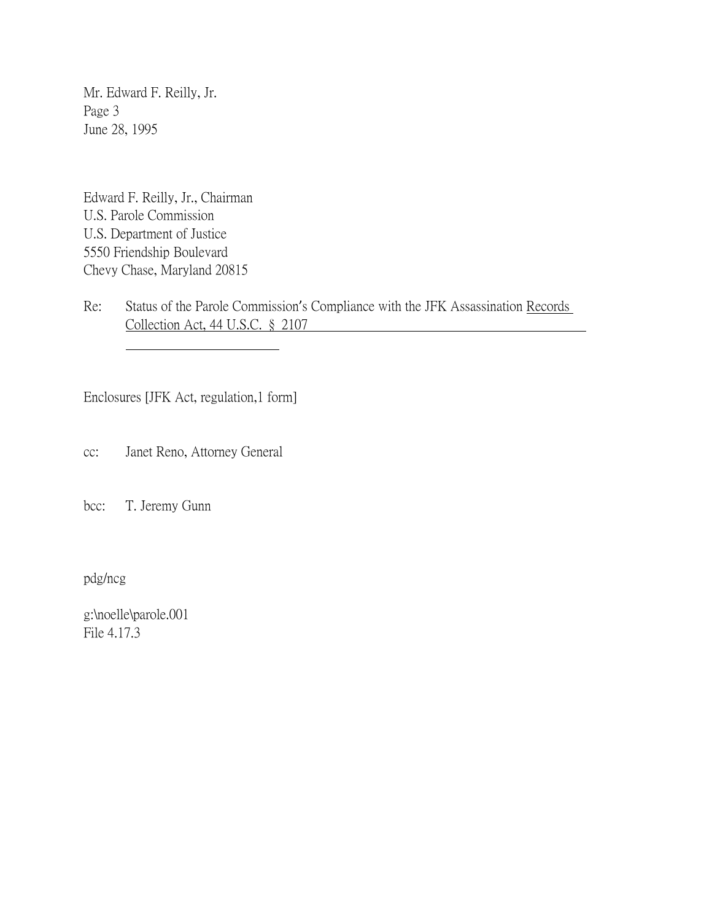Edward F. Reilly, Jr., Chairman
U.S. Parole Commission
U.S. Department of Justice
5550 Friendship Boulevard
Chevy Chase, Maryland 20815

Re: Status of the Parole Commission's Compliance with the JFK Assassination Records Collection Act, 44 U.S.C. § 2107

Enclosures [JFK Act, regulation,1 form]

cc: Janet Reno, Attorney General

bcc: T. Jeremy Gunn

pdg/ncg

g:\noelle\parole.001
File 4.17.3